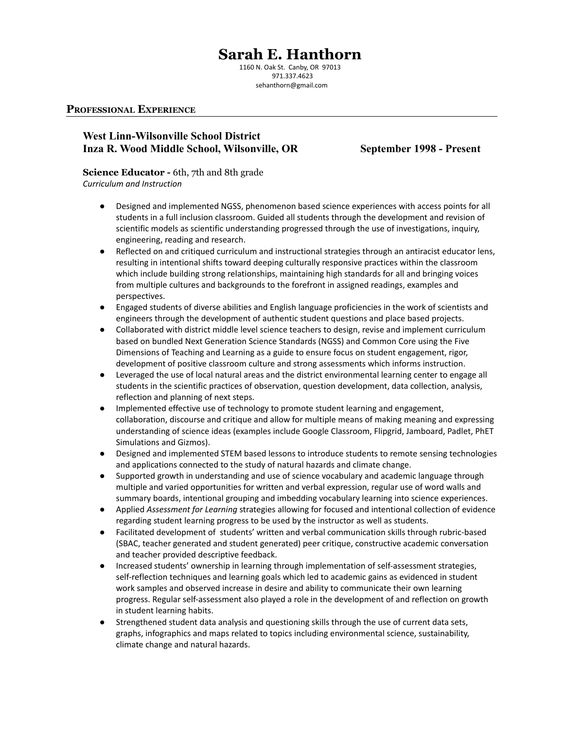# Sarah E. Hanthorn

1160 N. Oak St. Canby, OR 97013
971.337.4623
sehanthorn@gmail.com

## PROFESSIONAL EXPERIENCE

### West Linn-Wilsonville School District
### Inza R. Wood Middle School, Wilsonville, OR — September 1998 - Present

**Science Educator -** 6th, 7th and 8th grade
*Curriculum and Instruction*

- Designed and implemented NGSS, phenomenon based science experiences with access points for all students in a full inclusion classroom. Guided all students through the development and revision of scientific models as scientific understanding progressed through the use of investigations, inquiry, engineering, reading and research.
- Reflected on and critiqued curriculum and instructional strategies through an antiracist educator lens, resulting in intentional shifts toward deeping culturally responsive practices within the classroom which include building strong relationships, maintaining high standards for all and bringing voices from multiple cultures and backgrounds to the forefront in assigned readings, examples and perspectives.
- Engaged students of diverse abilities and English language proficiencies in the work of scientists and engineers through the development of authentic student questions and place based projects.
- Collaborated with district middle level science teachers to design, revise and implement curriculum based on bundled Next Generation Science Standards (NGSS) and Common Core using the Five Dimensions of Teaching and Learning as a guide to ensure focus on student engagement, rigor, development of positive classroom culture and strong assessments which informs instruction.
- Leveraged the use of local natural areas and the district environmental learning center to engage all students in the scientific practices of observation, question development, data collection, analysis, reflection and planning of next steps.
- Implemented effective use of technology to promote student learning and engagement, collaboration, discourse and critique and allow for multiple means of making meaning and expressing understanding of science ideas (examples include Google Classroom, Flipgrid, Jamboard, Padlet, PhET Simulations and Gizmos).
- Designed and implemented STEM based lessons to introduce students to remote sensing technologies and applications connected to the study of natural hazards and climate change.
- Supported growth in understanding and use of science vocabulary and academic language through multiple and varied opportunities for written and verbal expression, regular use of word walls and summary boards, intentional grouping and imbedding vocabulary learning into science experiences.
- Applied *Assessment for Learning* strategies allowing for focused and intentional collection of evidence regarding student learning progress to be used by the instructor as well as students.
- Facilitated development of students' written and verbal communication skills through rubric-based (SBAC, teacher generated and student generated) peer critique, constructive academic conversation and teacher provided descriptive feedback.
- Increased students' ownership in learning through implementation of self-assessment strategies, self-reflection techniques and learning goals which led to academic gains as evidenced in student work samples and observed increase in desire and ability to communicate their own learning progress. Regular self-assessment also played a role in the development of and reflection on growth in student learning habits.
- Strengthened student data analysis and questioning skills through the use of current data sets, graphs, infographics and maps related to topics including environmental science, sustainability, climate change and natural hazards.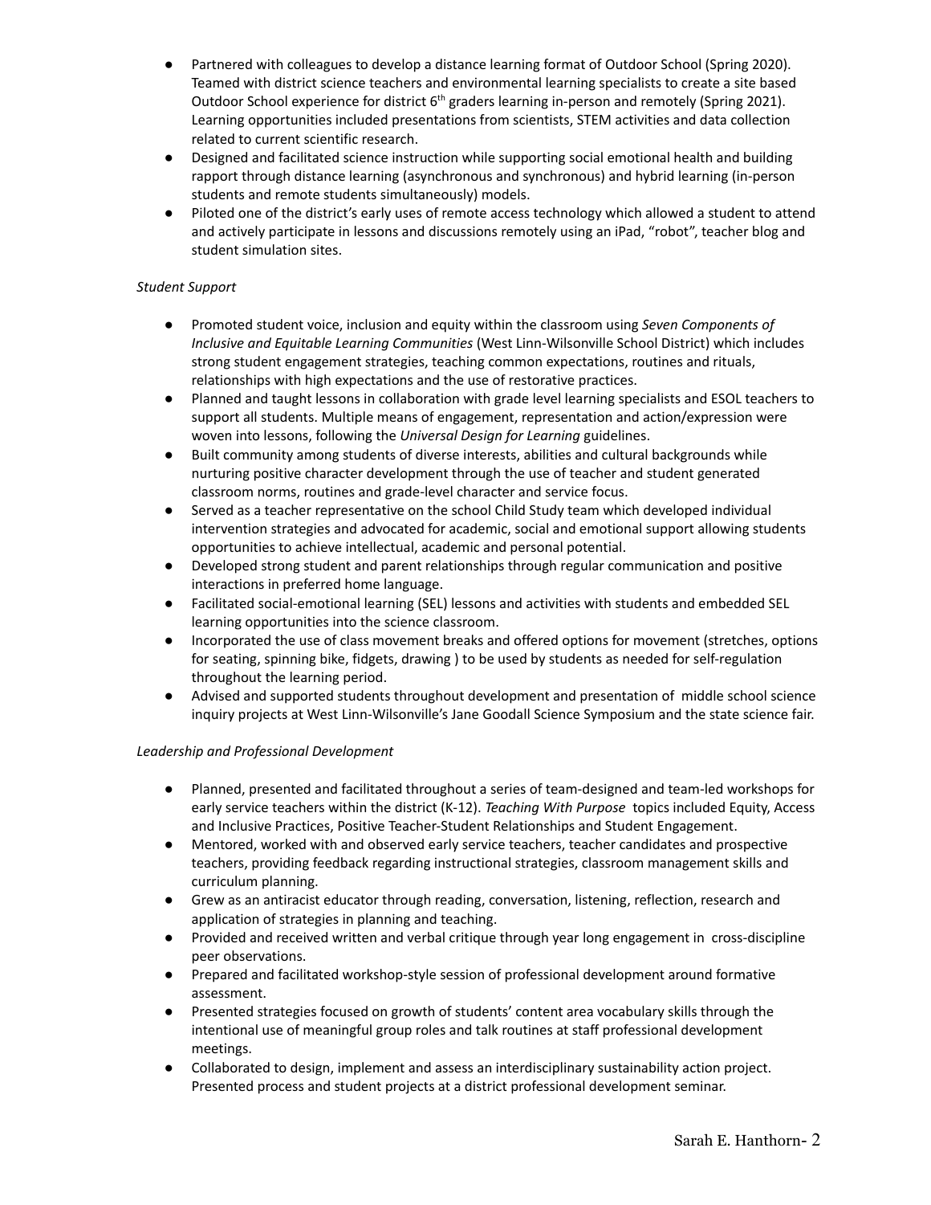- Partnered with colleagues to develop a distance learning format of Outdoor School (Spring 2020). Teamed with district science teachers and environmental learning specialists to create a site based Outdoor School experience for district 6th graders learning in-person and remotely (Spring 2021). Learning opportunities included presentations from scientists, STEM activities and data collection related to current scientific research.
- Designed and facilitated science instruction while supporting social emotional health and building rapport through distance learning (asynchronous and synchronous) and hybrid learning (in-person students and remote students simultaneously) models.
- Piloted one of the district's early uses of remote access technology which allowed a student to attend and actively participate in lessons and discussions remotely using an iPad, "robot", teacher blog and student simulation sites.

*Student Support*

- Promoted student voice, inclusion and equity within the classroom using *Seven Components of Inclusive and Equitable Learning Communities* (West Linn-Wilsonville School District) which includes strong student engagement strategies, teaching common expectations, routines and rituals, relationships with high expectations and the use of restorative practices.
- Planned and taught lessons in collaboration with grade level learning specialists and ESOL teachers to support all students. Multiple means of engagement, representation and action/expression were woven into lessons, following the *Universal Design for Learning* guidelines.
- Built community among students of diverse interests, abilities and cultural backgrounds while nurturing positive character development through the use of teacher and student generated classroom norms, routines and grade-level character and service focus.
- Served as a teacher representative on the school Child Study team which developed individual intervention strategies and advocated for academic, social and emotional support allowing students opportunities to achieve intellectual, academic and personal potential.
- Developed strong student and parent relationships through regular communication and positive interactions in preferred home language.
- Facilitated social-emotional learning (SEL) lessons and activities with students and embedded SEL learning opportunities into the science classroom.
- Incorporated the use of class movement breaks and offered options for movement (stretches, options for seating, spinning bike, fidgets, drawing ) to be used by students as needed for self-regulation throughout the learning period.
- Advised and supported students throughout development and presentation of middle school science inquiry projects at West Linn-Wilsonville's Jane Goodall Science Symposium and the state science fair.

*Leadership and Professional Development*

- Planned, presented and facilitated throughout a series of team-designed and team-led workshops for early service teachers within the district (K-12). *Teaching With Purpose* topics included Equity, Access and Inclusive Practices, Positive Teacher-Student Relationships and Student Engagement.
- Mentored, worked with and observed early service teachers, teacher candidates and prospective teachers, providing feedback regarding instructional strategies, classroom management skills and curriculum planning.
- Grew as an antiracist educator through reading, conversation, listening, reflection, research and application of strategies in planning and teaching.
- Provided and received written and verbal critique through year long engagement in cross-discipline peer observations.
- Prepared and facilitated workshop-style session of professional development around formative assessment.
- Presented strategies focused on growth of students' content area vocabulary skills through the intentional use of meaningful group roles and talk routines at staff professional development meetings.
- Collaborated to design, implement and assess an interdisciplinary sustainability action project. Presented process and student projects at a district professional development seminar.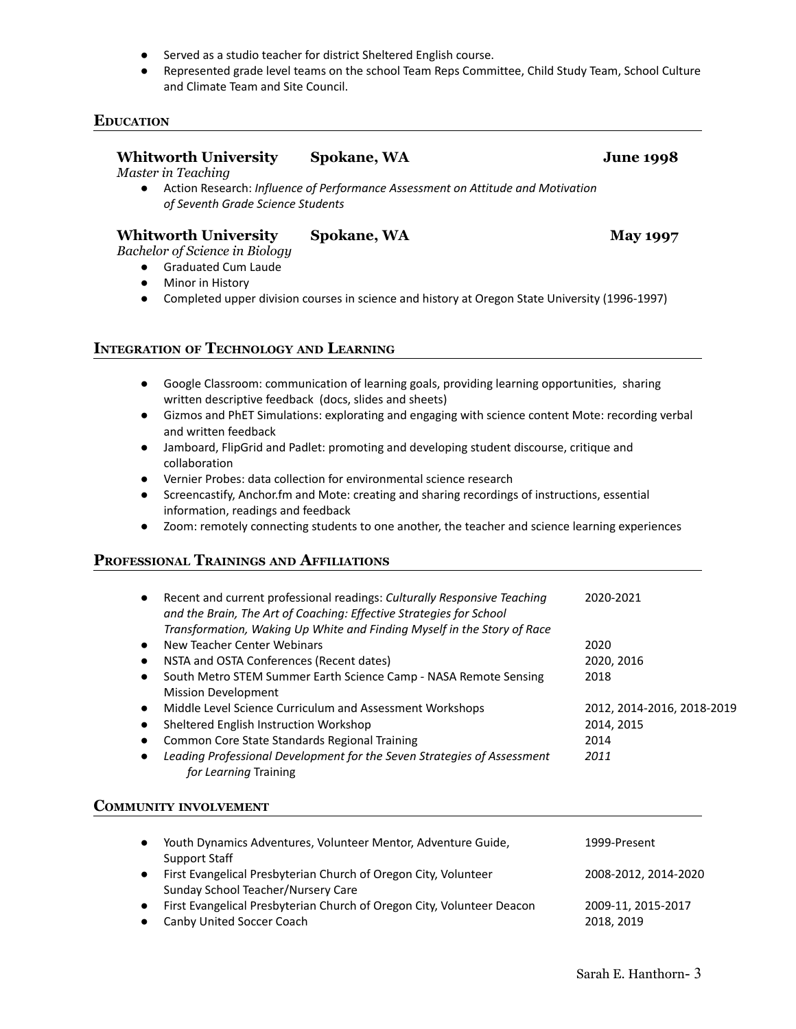- Served as a studio teacher for district Sheltered English course.
- Represented grade level teams on the school Team Reps Committee, Child Study Team, School Culture and Climate Team and Site Council.

## Education

### Whitworth University — Spokane, WA — June 1998

*Master in Teaching*

- Action Research: *Influence of Performance Assessment on Attitude and Motivation of Seventh Grade Science Students*

### Whitworth University — Spokane, WA — May 1997

*Bachelor of Science in Biology*

- Graduated Cum Laude
- Minor in History
- Completed upper division courses in science and history at Oregon State University (1996-1997)

## Integration of Technology and Learning

- Google Classroom: communication of learning goals, providing learning opportunities, sharing written descriptive feedback (docs, slides and sheets)
- Gizmos and PhET Simulations: explorating and engaging with science content Mote: recording verbal and written feedback
- Jamboard, FlipGrid and Padlet: promoting and developing student discourse, critique and collaboration
- Vernier Probes: data collection for environmental science research
- Screencastify, Anchor.fm and Mote: creating and sharing recordings of instructions, essential information, readings and feedback
- Zoom: remotely connecting students to one another, the teacher and science learning experiences

## Professional Trainings and Affiliations

- Recent and current professional readings: *Culturally Responsive Teaching and the Brain, The Art of Coaching: Effective Strategies for School Transformation, Waking Up White and Finding Myself in the Story of Race* — 2020-2021
- New Teacher Center Webinars — 2020
- NSTA and OSTA Conferences (Recent dates) — 2020, 2016
- South Metro STEM Summer Earth Science Camp - NASA Remote Sensing Mission Development — 2018
- Middle Level Science Curriculum and Assessment Workshops — 2012, 2014-2016, 2018-2019
- Sheltered English Instruction Workshop — 2014, 2015
- Common Core State Standards Regional Training — 2014
- *Leading Professional Development for the Seven Strategies of Assessment for Learning* Training — *2011*

## Community involvement

- Youth Dynamics Adventures, Volunteer Mentor, Adventure Guide, Support Staff — 1999-Present
- First Evangelical Presbyterian Church of Oregon City, Volunteer Sunday School Teacher/Nursery Care — 2008-2012, 2014-2020
- First Evangelical Presbyterian Church of Oregon City, Volunteer Deacon — 2009-11, 2015-2017
- Canby United Soccer Coach — 2018, 2019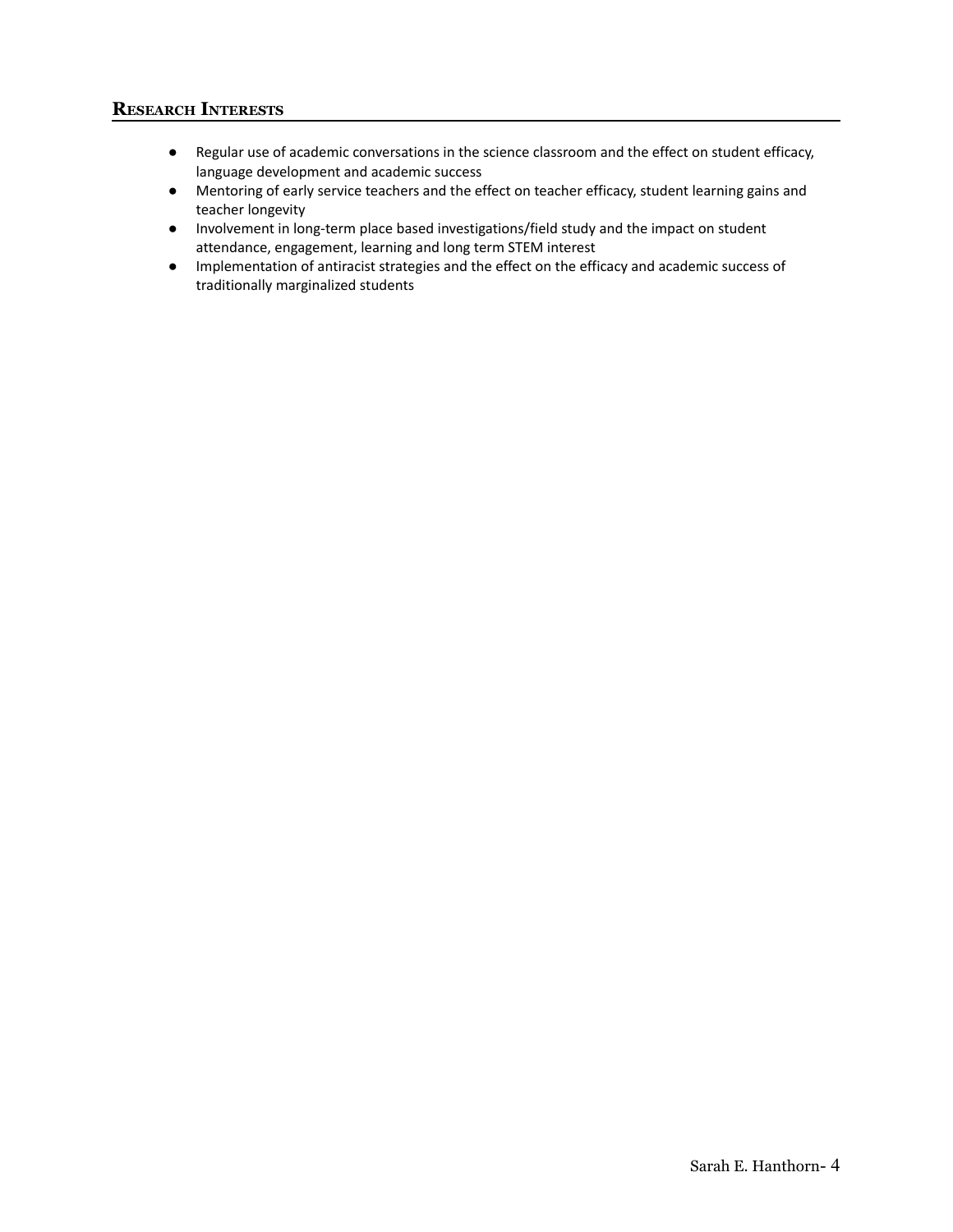## Research Interests

- Regular use of academic conversations in the science classroom and the effect on student efficacy, language development and academic success
- Mentoring of early service teachers and the effect on teacher efficacy, student learning gains and teacher longevity
- Involvement in long-term place based investigations/field study and the impact on student attendance, engagement, learning and long term STEM interest
- Implementation of antiracist strategies and the effect on the efficacy and academic success of traditionally marginalized students